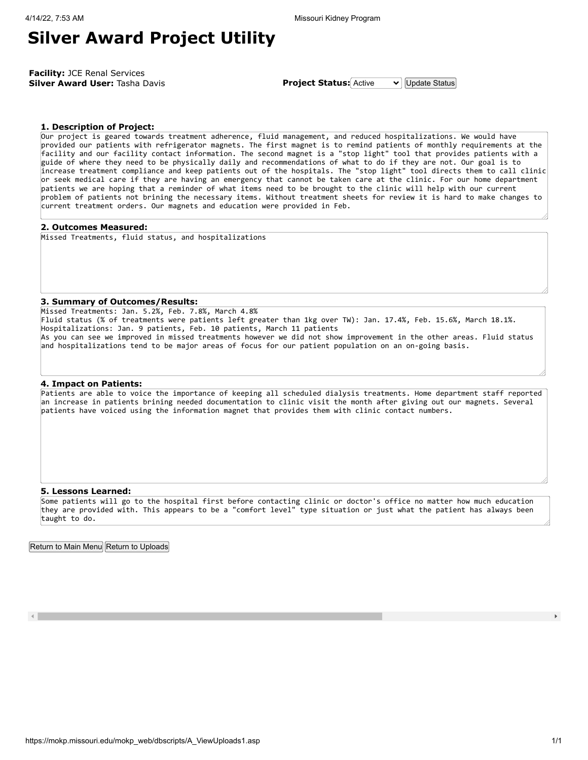# Silver Award Project Utility

**Facility:** JCE Renal Services
**Silver Award User:** Tasha Davis

**Project Status:** Active

### 1. Description of Project:

Our project is geared towards treatment adherence, fluid management, and reduced hospitalizations. We would have provided our patients with refrigerator magnets. The first magnet is to remind patients of monthly requirements at the facility and our facility contact information. The second magnet is a "stop light" tool that provides patients with a guide of where they need to be physically daily and recommendations of what to do if they are not. Our goal is to increase treatment compliance and keep patients out of the hospitals. The "stop light" tool directs them to call clinic or seek medical care if they are having an emergency that cannot be taken care at the clinic. For our home department patients we are hoping that a reminder of what items need to be brought to the clinic will help with our current problem of patients not brining the necessary items. Without treatment sheets for review it is hard to make changes to current treatment orders. Our magnets and education were provided in Feb.

### 2. Outcomes Measured:

Missed Treatments, fluid status, and hospitalizations

### 3. Summary of Outcomes/Results:

Missed Treatments: Jan. 5.2%, Feb. 7.8%, March 4.8%
Fluid status (% of treatments were patients left greater than 1kg over TW): Jan. 17.4%, Feb. 15.6%, March 18.1%.
Hospitalizations: Jan. 9 patients, Feb. 10 patients, March 11 patients
As you can see we improved in missed treatments however we did not show improvement in the other areas. Fluid status and hospitalizations tend to be major areas of focus for our patient population on an on-going basis.

### 4. Impact on Patients:

Patients are able to voice the importance of keeping all scheduled dialysis treatments. Home department staff reported an increase in patients brining needed documentation to clinic visit the month after giving out our magnets. Several patients have voiced using the information magnet that provides them with clinic contact numbers.

### 5. Lessons Learned:

Some patients will go to the hospital first before contacting clinic or doctor's office no matter how much education they are provided with. This appears to be a "comfort level" type situation or just what the patient has always been taught to do.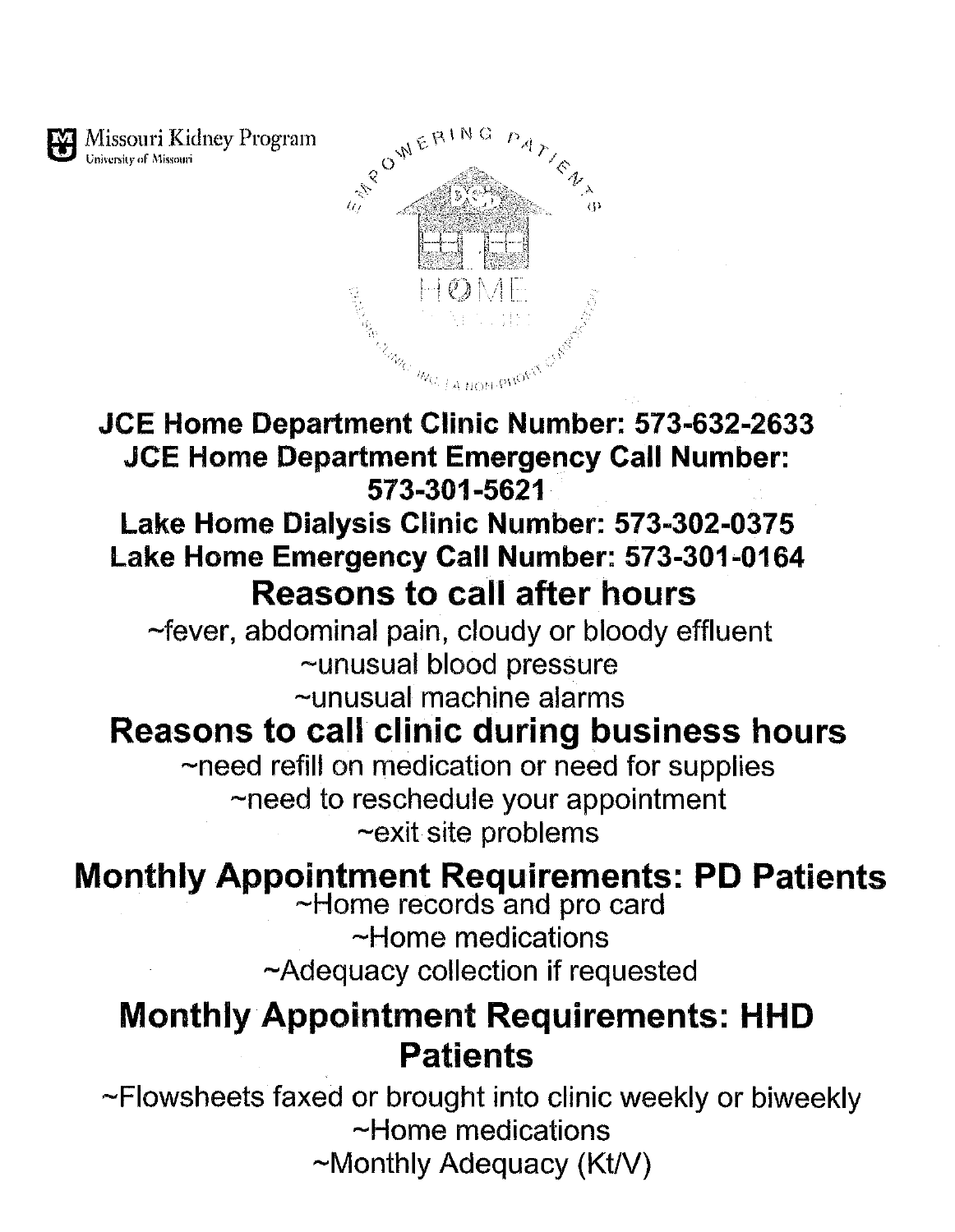Missouri Kidney Program
University of Missouri

EMPOWERING PATIENTS
DCI
HOME

**JCE Home Department Clinic Number: 573-632-2633**
**JCE Home Department Emergency Call Number: 573-301-5621**
**Lake Home Dialysis Clinic Number: 573-302-0375**
**Lake Home Emergency Call Number: 573-301-0164**

## Reasons to call after hours

~fever, abdominal pain, cloudy or bloody effluent
~unusual blood pressure
~unusual machine alarms

## Reasons to call clinic during business hours

~need refill on medication or need for supplies
~need to reschedule your appointment
~exit site problems

## Monthly Appointment Requirements: PD Patients

~Home records and pro card
~Home medications
~Adequacy collection if requested

## Monthly Appointment Requirements: HHD Patients

~Flowsheets faxed or brought into clinic weekly or biweekly
~Home medications
~Monthly Adequacy (Kt/V)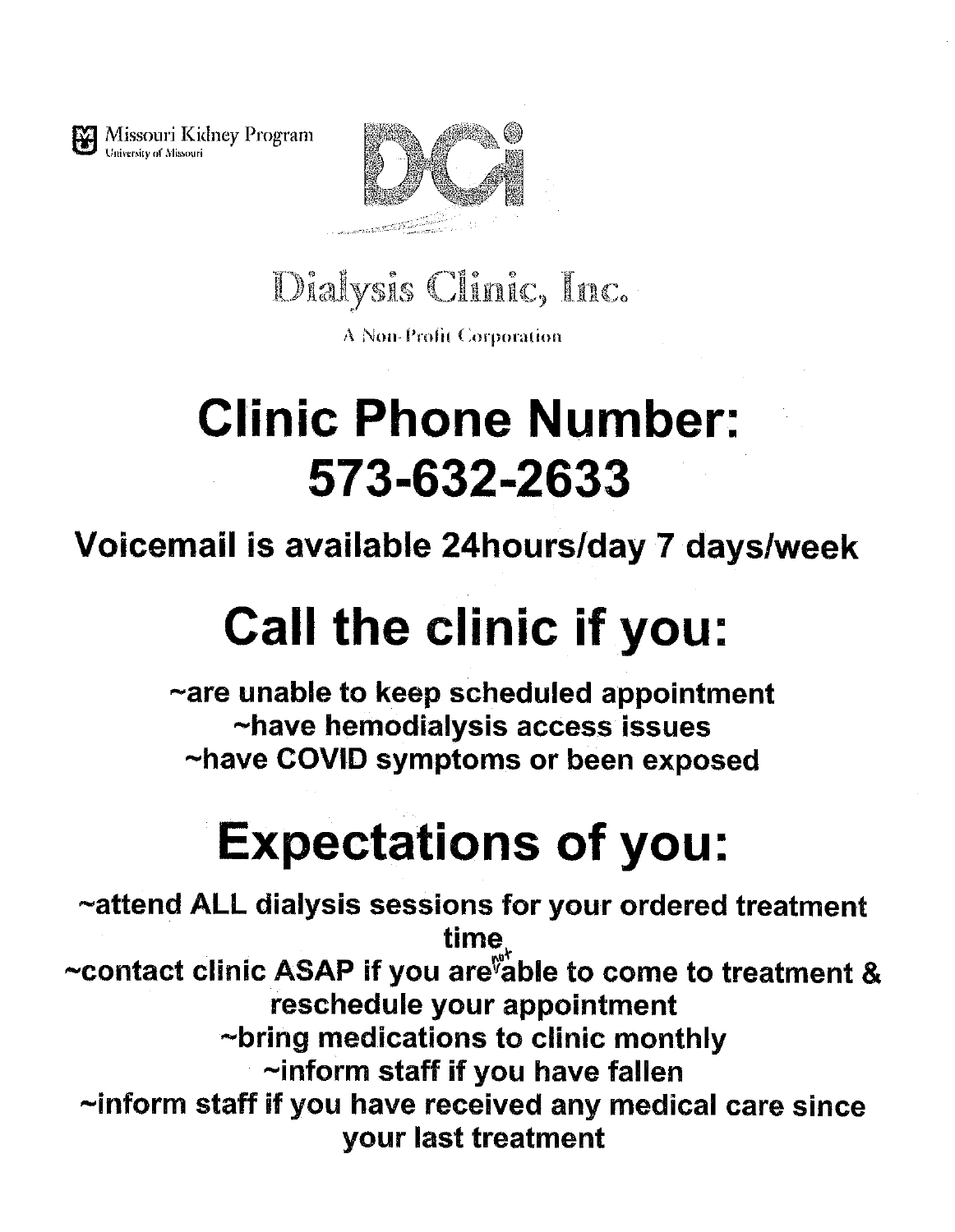Missouri Kidney Program
University of Missouri

DCI

Dialysis Clinic, Inc.

A Non-Profit Corporation

# Clinic Phone Number:
# 573-632-2633

**Voicemail is available 24hours/day 7 days/week**

# Call the clinic if you:

**~are unable to keep scheduled appointment**
**~have hemodialysis access issues**
**~have COVID symptoms or been exposed**

# Expectations of you:

**~attend ALL dialysis sessions for your ordered treatment time**
**~contact clinic ASAP if you are not able to come to treatment & reschedule your appointment**
**~bring medications to clinic monthly**
**~inform staff if you have fallen**
**~inform staff if you have received any medical care since your last treatment**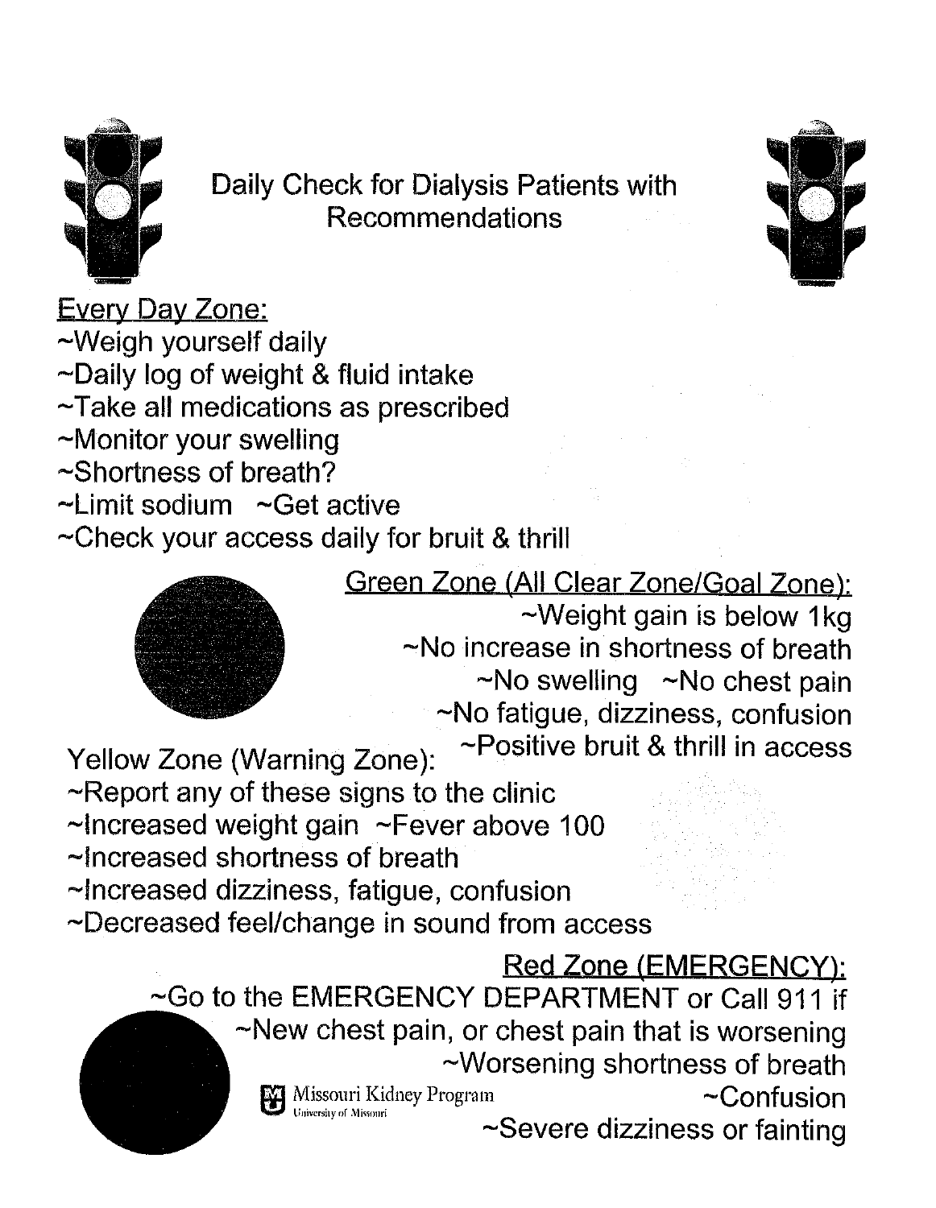# Daily Check for Dialysis Patients with Recommendations

## Every Day Zone:

~Weigh yourself daily
~Daily log of weight & fluid intake
~Take all medications as prescribed
~Monitor your swelling
~Shortness of breath?
~Limit sodium ~Get active
~Check your access daily for bruit & thrill

## Green Zone (All Clear Zone/Goal Zone):

~Weight gain is below 1kg
~No increase in shortness of breath
~No swelling ~No chest pain
~No fatigue, dizziness, confusion
~Positive bruit & thrill in access

## Yellow Zone (Warning Zone):

~Report any of these signs to the clinic
~Increased weight gain ~Fever above 100
~Increased shortness of breath
~Increased dizziness, fatigue, confusion
~Decreased feel/change in sound from access

## Red Zone (EMERGENCY):

~Go to the EMERGENCY DEPARTMENT or Call 911 if
~New chest pain, or chest pain that is worsening
~Worsening shortness of breath
~Confusion
~Severe dizziness or fainting

Missouri Kidney Program
University of Missouri